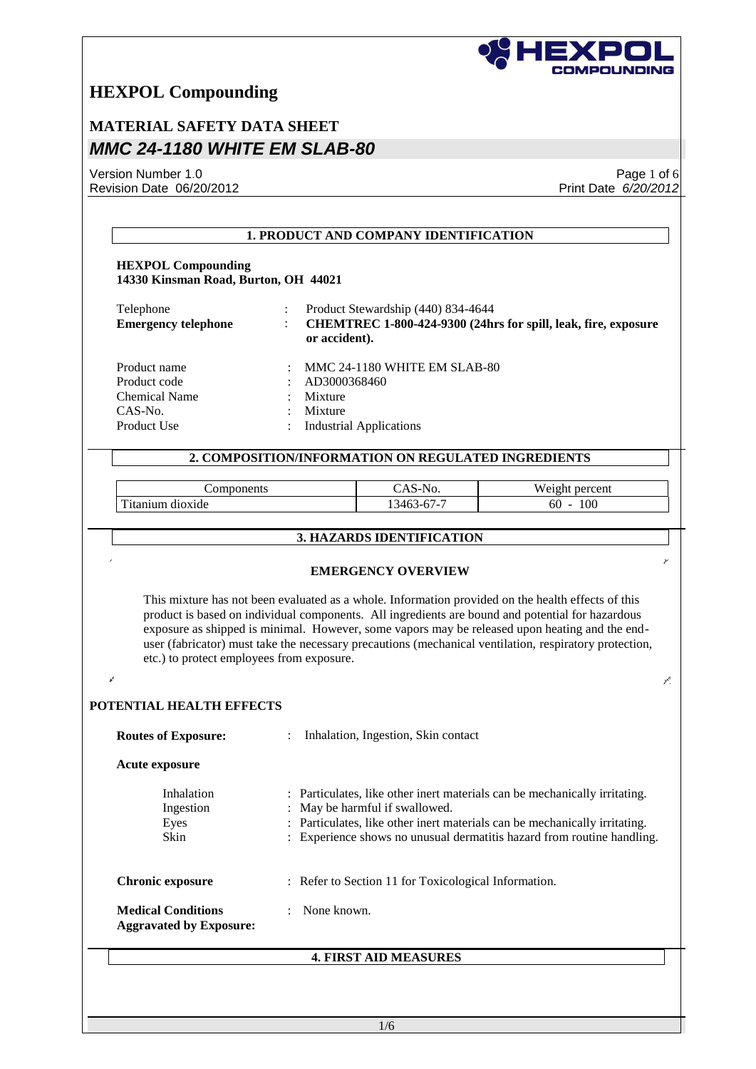# HEXPOL Compounding

## MATERIAL SAFETY DATA SHEET

## *MMC 24-1180 WHITE EM SLAB-80*

Version Number 1.0
Revision Date 06/20/2012

Print Date *6/20/2012*

### 1. PRODUCT AND COMPANY IDENTIFICATION

**HEXPOL Compounding**
**14330 Kinsman Road, Burton, OH 44021**

| | | |
|---|---|---|
| Telephone | : | Product Stewardship (440) 834-4644 |
| **Emergency telephone** | : | **CHEMTREC 1-800-424-9300 (24hrs for spill, leak, fire, exposure or accident).** |
| Product name | : | MMC 24-1180 WHITE EM SLAB-80 |
| Product code | : | AD3000368460 |
| Chemical Name | : | Mixture |
| CAS-No. | : | Mixture |
| Product Use | : | Industrial Applications |

### 2. COMPOSITION/INFORMATION ON REGULATED INGREDIENTS

| Components | CAS-No. | Weight percent |
|---|---|---|
| Titanium dioxide | 13463-67-7 | 60 - 100 |

### 3. HAZARDS IDENTIFICATION

**EMERGENCY OVERVIEW**

This mixture has not been evaluated as a whole. Information provided on the health effects of this product is based on individual components. All ingredients are bound and potential for hazardous exposure as shipped is minimal. However, some vapors may be released upon heating and the end-user (fabricator) must take the necessary precautions (mechanical ventilation, respiratory protection, etc.) to protect employees from exposure.

**POTENTIAL HEALTH EFFECTS**

**Routes of Exposure:** : Inhalation, Ingestion, Skin contact

**Acute exposure**

| | | |
|---|---|---|
| Inhalation | : | Particulates, like other inert materials can be mechanically irritating. |
| Ingestion | : | May be harmful if swallowed. |
| Eyes | : | Particulates, like other inert materials can be mechanically irritating. |
| Skin | : | Experience shows no unusual dermatitis hazard from routine handling. |

**Chronic exposure** : Refer to Section 11 for Toxicological Information.

**Medical Conditions Aggravated by Exposure:** : None known.

### 4. FIRST AID MEASURES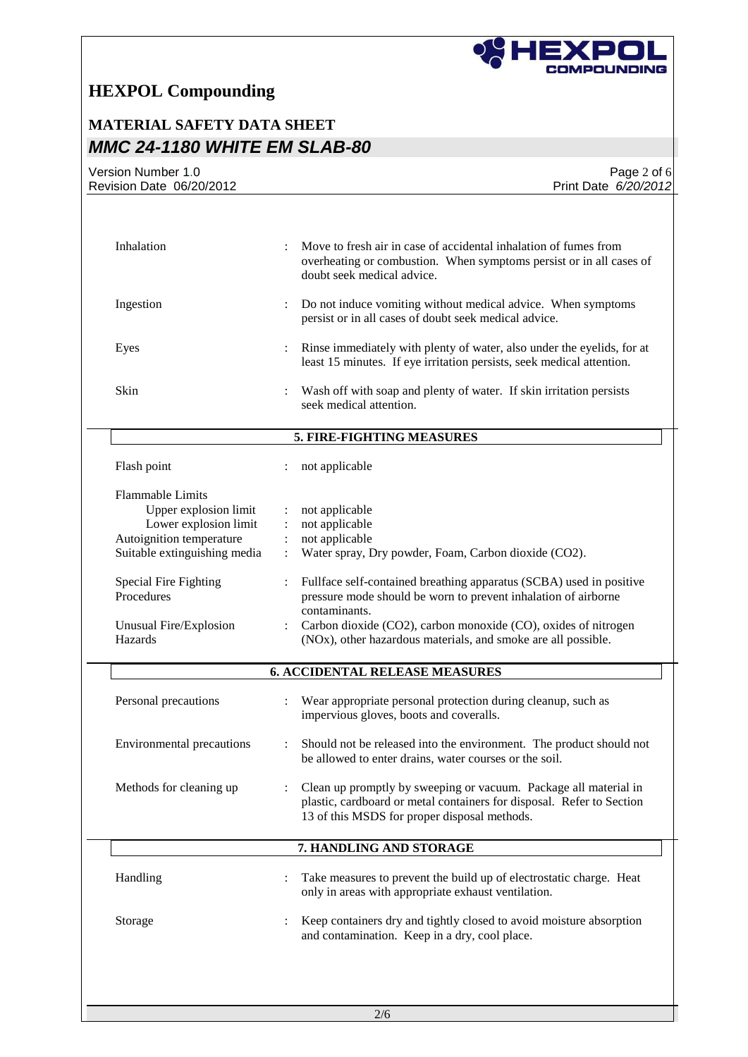| | | |
|---|---|---|
| Inhalation | : | Move to fresh air in case of accidental inhalation of fumes from overheating or combustion. When symptoms persist or in all cases of doubt seek medical advice. |
| Ingestion | : | Do not induce vomiting without medical advice. When symptoms persist or in all cases of doubt seek medical advice. |
| Eyes | : | Rinse immediately with plenty of water, also under the eyelids, for at least 15 minutes. If eye irritation persists, seek medical attention. |
| Skin | : | Wash off with soap and plenty of water. If skin irritation persists seek medical attention. |

## 5. FIRE-FIGHTING MEASURES

| | | |
|---|---|---|
| Flash point | : | not applicable |
| Flammable Limits | | |
| Upper explosion limit | : | not applicable |
| Lower explosion limit | : | not applicable |
| Autoignition temperature | : | not applicable |
| Suitable extinguishing media | : | Water spray, Dry powder, Foam, Carbon dioxide ($CO_2$). |
| Special Fire Fighting Procedures | : | Fullface self-contained breathing apparatus (SCBA) used in positive pressure mode should be worn to prevent inhalation of airborne contaminants. |
| Unusual Fire/Explosion Hazards | : | Carbon dioxide ($CO_2$), carbon monoxide (CO), oxides of nitrogen ($NO_x$), other hazardous materials, and smoke are all possible. |

## 6. ACCIDENTAL RELEASE MEASURES

| | | |
|---|---|---|
| Personal precautions | : | Wear appropriate personal protection during cleanup, such as impervious gloves, boots and coveralls. |
| Environmental precautions | : | Should not be released into the environment. The product should not be allowed to enter drains, water courses or the soil. |
| Methods for cleaning up | : | Clean up promptly by sweeping or vacuum. Package all material in plastic, cardboard or metal containers for disposal. Refer to Section 13 of this MSDS for proper disposal methods. |

## 7. HANDLING AND STORAGE

| | | |
|---|---|---|
| Handling | : | Take measures to prevent the build up of electrostatic charge. Heat only in areas with appropriate exhaust ventilation. |
| Storage | : | Keep containers dry and tightly closed to avoid moisture absorption and contamination. Keep in a dry, cool place. |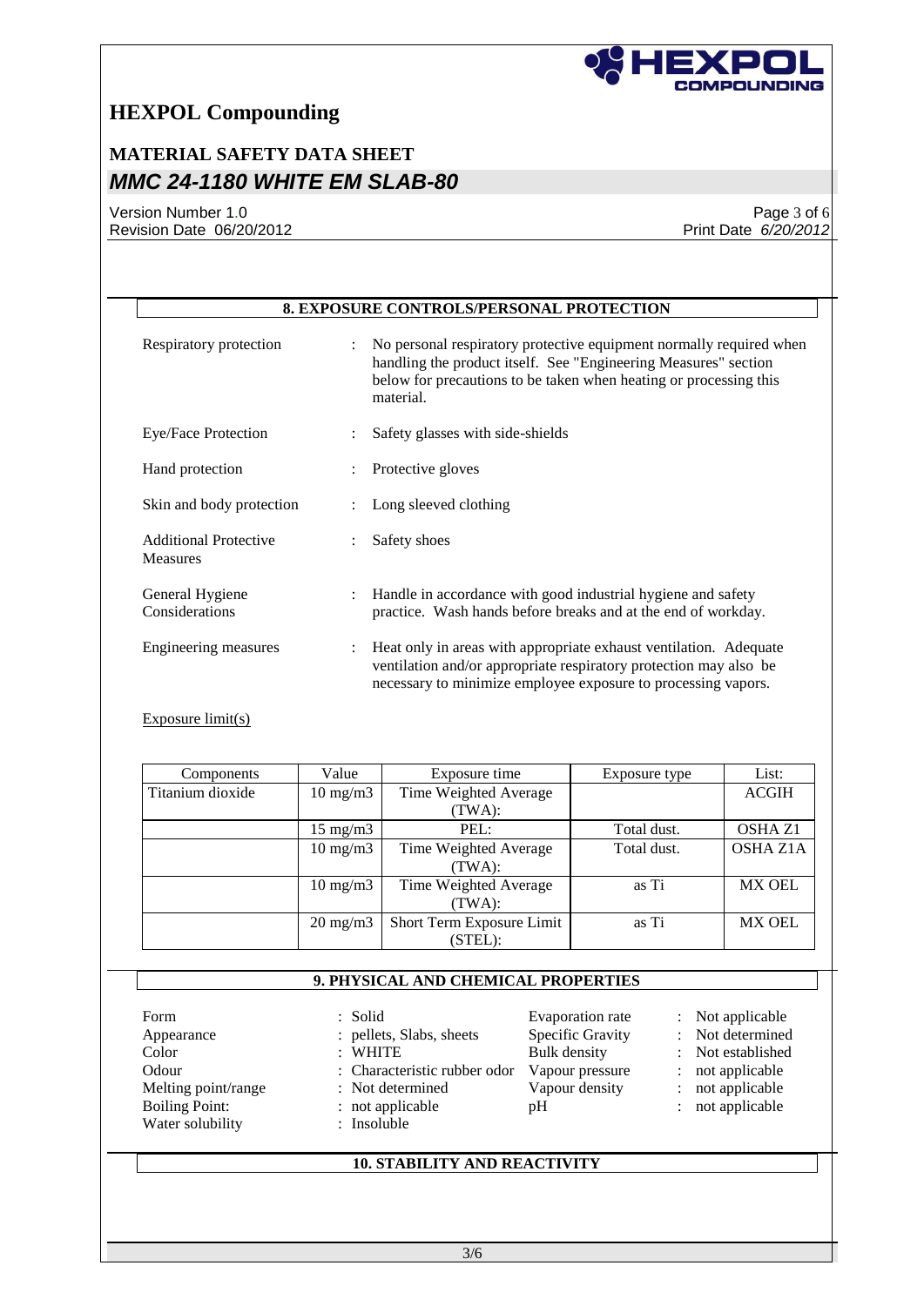## 8. EXPOSURE CONTROLS/PERSONAL PROTECTION

| | |
|---|---|
| Respiratory protection | : No personal respiratory protective equipment normally required when handling the product itself. See "Engineering Measures" section below for precautions to be taken when heating or processing this material. |
| Eye/Face Protection | : Safety glasses with side-shields |
| Hand protection | : Protective gloves |
| Skin and body protection | : Long sleeved clothing |
| Additional Protective Measures | : Safety shoes |
| General Hygiene Considerations | : Handle in accordance with good industrial hygiene and safety practice. Wash hands before breaks and at the end of workday. |
| Engineering measures | : Heat only in areas with appropriate exhaust ventilation. Adequate ventilation and/or appropriate respiratory protection may also be necessary to minimize employee exposure to processing vapors. |

Exposure limit(s)

| Components | Value | Exposure time | Exposure type | List: |
|---|---|---|---|---|
| Titanium dioxide | 10 mg/m3 | Time Weighted Average (TWA): | | ACGIH |
| | 15 mg/m3 | PEL: | Total dust. | OSHA Z1 |
| | 10 mg/m3 | Time Weighted Average (TWA): | Total dust. | OSHA Z1A |
| | 10 mg/m3 | Time Weighted Average (TWA): | as Ti | MX OEL |
| | 20 mg/m3 | Short Term Exposure Limit (STEL): | as Ti | MX OEL |

## 9. PHYSICAL AND CHEMICAL PROPERTIES

| | |
|---|---|
| Form | : Solid |
| Appearance | : pellets, Slabs, sheets |
| Color | : WHITE |
| Odour | : Characteristic rubber odor |
| Melting point/range | : Not determined |
| Boiling Point: | : not applicable |
| Water solubility | : Insoluble |
| Evaporation rate | : Not applicable |
| Specific Gravity | : Not determined |
| Bulk density | : Not established |
| Vapour pressure | : not applicable |
| Vapour density | : not applicable |
| pH | : not applicable |

## 10. STABILITY AND REACTIVITY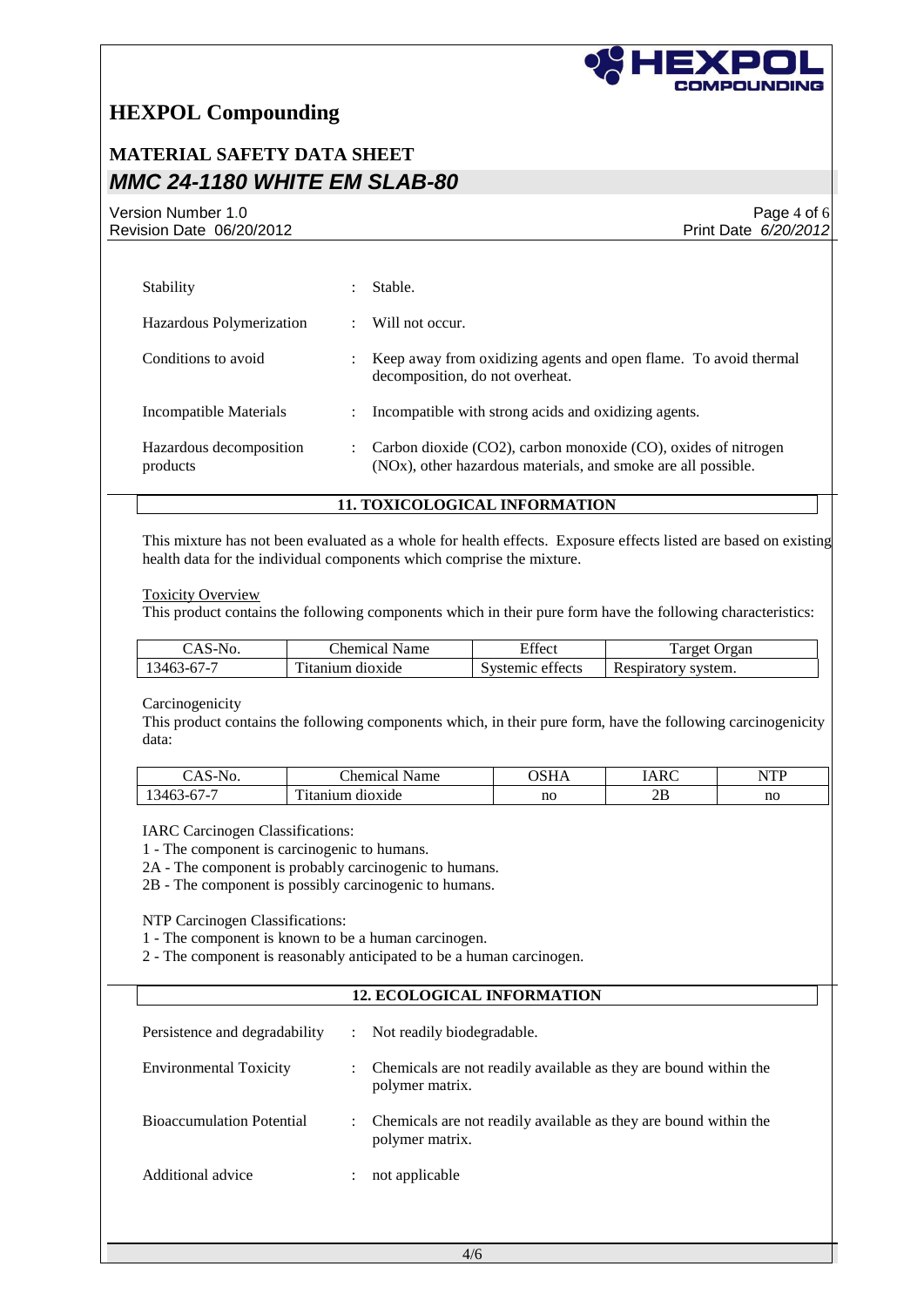| | | |
|---|---|---|
| Stability | : | Stable. |
| Hazardous Polymerization | : | Will not occur. |
| Conditions to avoid | : | Keep away from oxidizing agents and open flame. To avoid thermal decomposition, do not overheat. |
| Incompatible Materials | : | Incompatible with strong acids and oxidizing agents. |
| Hazardous decomposition products | : | Carbon dioxide ($CO_2$), carbon monoxide (CO), oxides of nitrogen ($NO_x$), other hazardous materials, and smoke are all possible. |

## 11. TOXICOLOGICAL INFORMATION

This mixture has not been evaluated as a whole for health effects. Exposure effects listed are based on existing health data for the individual components which comprise the mixture.

Toxicity Overview

This product contains the following components which in their pure form have the following characteristics:

| CAS-No. | Chemical Name | Effect | Target Organ |
|---|---|---|---|
| 13463-67-7 | Titanium dioxide | Systemic effects | Respiratory system. |

Carcinogenicity

This product contains the following components which, in their pure form, have the following carcinogenicity data:

| CAS-No. | Chemical Name | OSHA | IARC | NTP |
|---|---|---|---|---|
| 13463-67-7 | Titanium dioxide | no | 2B | no |

IARC Carcinogen Classifications:
1 - The component is carcinogenic to humans.
2A - The component is probably carcinogenic to humans.
2B - The component is possibly carcinogenic to humans.

NTP Carcinogen Classifications:
1 - The component is known to be a human carcinogen.
2 - The component is reasonably anticipated to be a human carcinogen.

## 12. ECOLOGICAL INFORMATION

| | | |
|---|---|---|
| Persistence and degradability | : | Not readily biodegradable. |
| Environmental Toxicity | : | Chemicals are not readily available as they are bound within the polymer matrix. |
| Bioaccumulation Potential | : | Chemicals are not readily available as they are bound within the polymer matrix. |
| Additional advice | : | not applicable |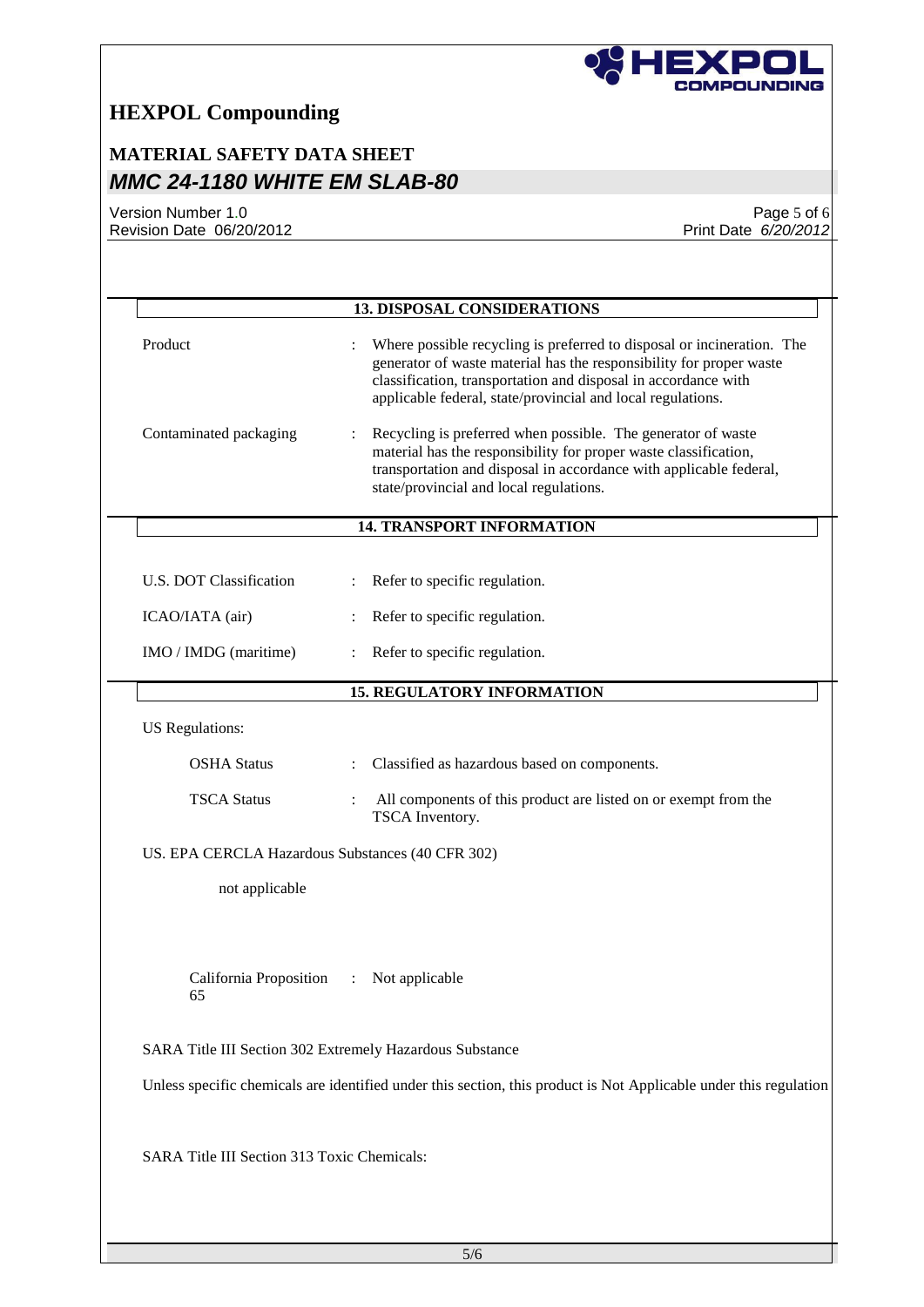## 13. DISPOSAL CONSIDERATIONS

Product : Where possible recycling is preferred to disposal or incineration. The generator of waste material has the responsibility for proper waste classification, transportation and disposal in accordance with applicable federal, state/provincial and local regulations.

Contaminated packaging : Recycling is preferred when possible. The generator of waste material has the responsibility for proper waste classification, transportation and disposal in accordance with applicable federal, state/provincial and local regulations.

## 14. TRANSPORT INFORMATION

U.S. DOT Classification : Refer to specific regulation.

ICAO/IATA (air) : Refer to specific regulation.

IMO / IMDG (maritime) : Refer to specific regulation.

## 15. REGULATORY INFORMATION

US Regulations:

OSHA Status : Classified as hazardous based on components.

TSCA Status : All components of this product are listed on or exempt from the TSCA Inventory.

US. EPA CERCLA Hazardous Substances (40 CFR 302)

not applicable

California Proposition 65 : Not applicable

SARA Title III Section 302 Extremely Hazardous Substance

Unless specific chemicals are identified under this section, this product is Not Applicable under this regulation

SARA Title III Section 313 Toxic Chemicals: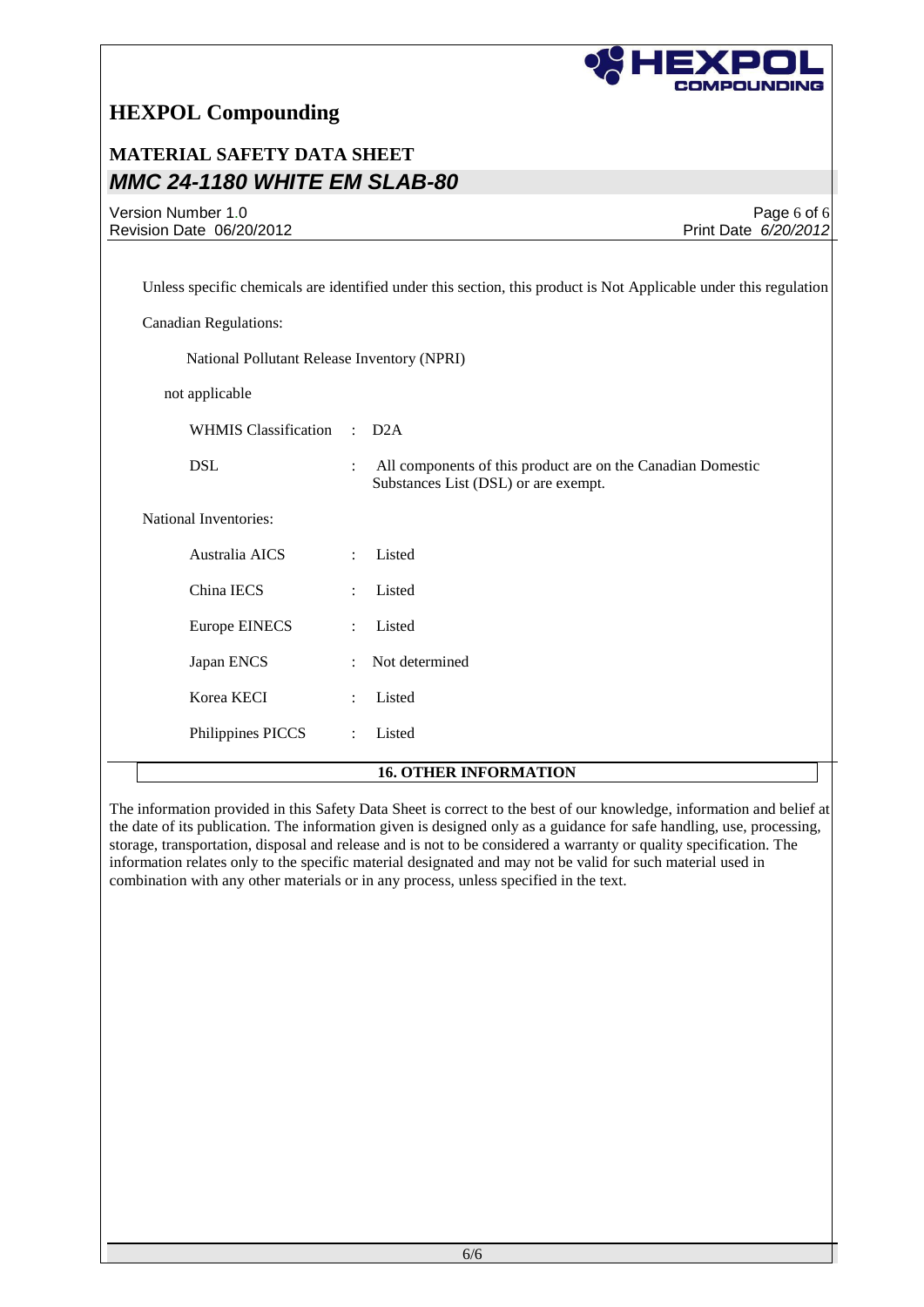Unless specific chemicals are identified under this section, this product is Not Applicable under this regulation

Canadian Regulations:

National Pollutant Release Inventory (NPRI)

not applicable

| | | |
|---|---|---|
| WHMIS Classification | : | D2A |
| DSL | : | All components of this product are on the Canadian Domestic Substances List (DSL) or are exempt. |

National Inventories:

| | | |
|---|---|---|
| Australia AICS | : | Listed |
| China IECS | : | Listed |
| Europe EINECS | : | Listed |
| Japan ENCS | : | Not determined |
| Korea KECI | : | Listed |
| Philippines PICCS | : | Listed |

## 16. OTHER INFORMATION

The information provided in this Safety Data Sheet is correct to the best of our knowledge, information and belief at the date of its publication. The information given is designed only as a guidance for safe handling, use, processing, storage, transportation, disposal and release and is not to be considered a warranty or quality specification. The information relates only to the specific material designated and may not be valid for such material used in combination with any other materials or in any process, unless specified in the text.